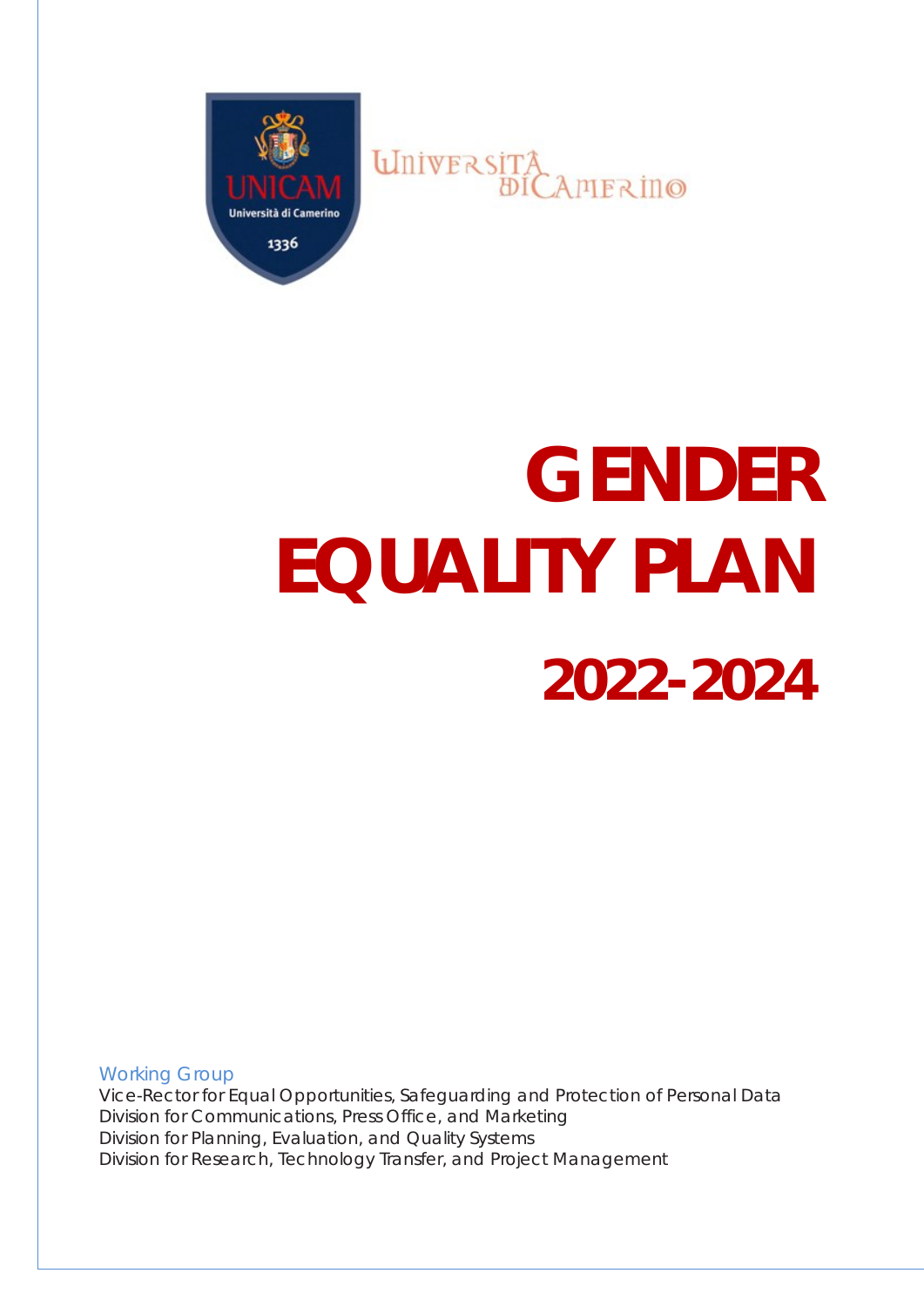# GENDER EQUALITY PLAN

## 2022-2024

Working Group

Vice-Rector for Equal Opportunities, Safeguarding and Protection of Personal Data
Division for Communications, Press Office, and Marketing
Division for Planning, Evaluation, and Quality Systems
Division for Research, Technology Transfer, and Project Management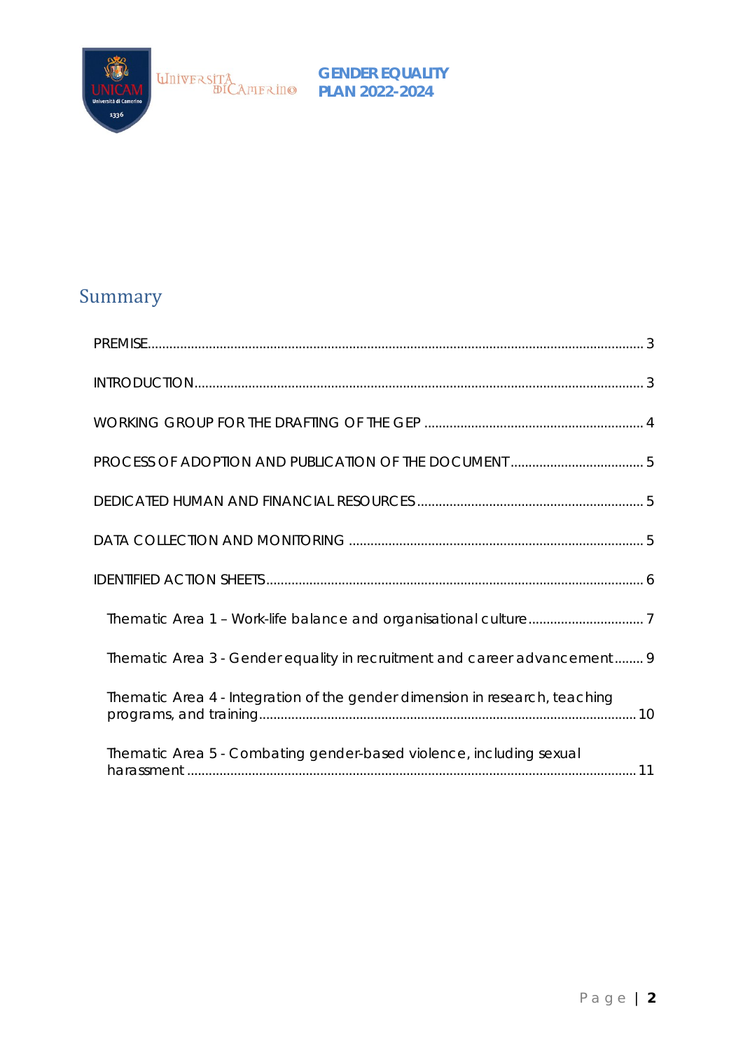# Summary

PREMISE ........................................................................................................................ 3

INTRODUCTION .............................................................................................................. 3

WORKING GROUP FOR THE DRAFTING OF THE GEP ........................................................ 4

PROCESS OF ADOPTION AND PUBLICATION OF THE DOCUMENT .................................... 5

DEDICATED HUMAN AND FINANCIAL RESOURCES .......................................................... 5

DATA COLLECTION AND MONITORING ........................................................................... 5

IDENTIFIED ACTION SHEETS ............................................................................................ 6

- Thematic Area 1 – Work-life balance and organisational culture ................................ 7
- Thematic Area 3 - Gender equality in recruitment and career advancement ........ 9
- Thematic Area 4 - Integration of the gender dimension in research, teaching programs, and training ............................................................................................ 10
- Thematic Area 5 - Combating gender-based violence, including sexual harassment ............................................................................................................. 11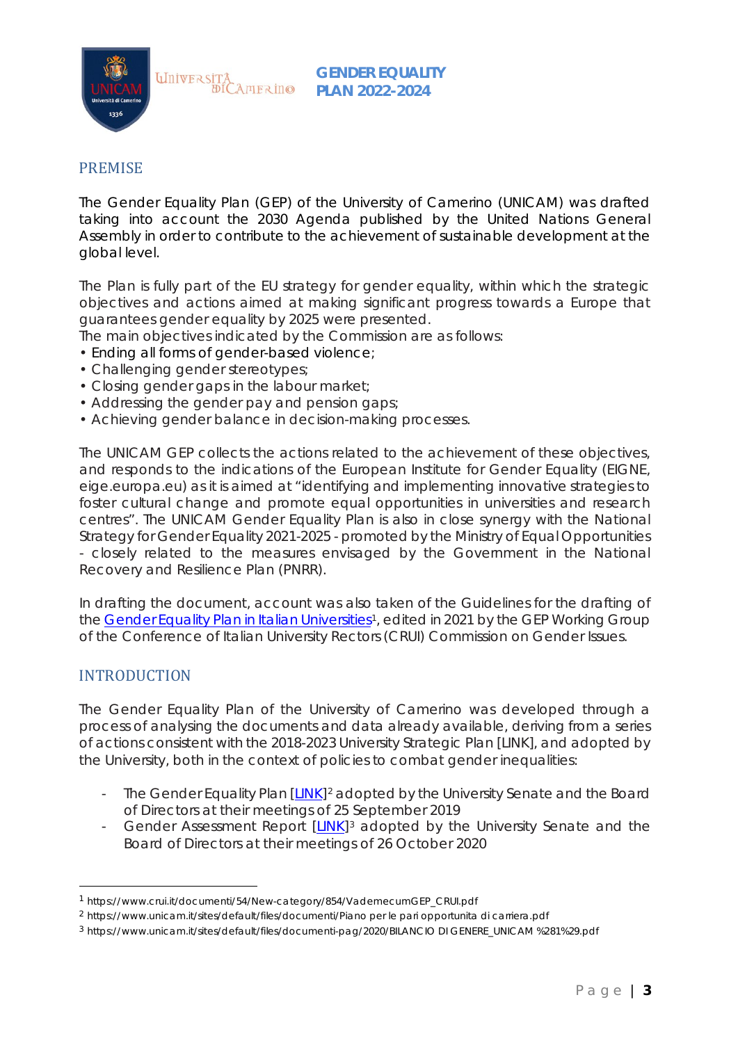## PREMISE

The Gender Equality Plan (GEP) of the University of Camerino (UNICAM) was drafted taking into account the 2030 Agenda published by the United Nations General Assembly in order to contribute to the achievement of sustainable development at the global level.

The Plan is fully part of the EU strategy for gender equality, within which the strategic objectives and actions aimed at making significant progress towards a Europe that guarantees gender equality by 2025 were presented.
The main objectives indicated by the Commission are as follows:

- Ending all forms of gender-based violence;
- Challenging gender stereotypes;
- Closing gender gaps in the labour market;
- Addressing the gender pay and pension gaps;
- Achieving gender balance in decision-making processes.

The UNICAM GEP collects the actions related to the achievement of these objectives, and responds to the indications of the European Institute for Gender Equality (EIGNE, eige.europa.eu) as it is aimed at "identifying and implementing innovative strategies to foster cultural change and promote equal opportunities in universities and research centres". The UNICAM Gender Equality Plan is also in close synergy with the National Strategy for Gender Equality 2021-2025 - promoted by the Ministry of Equal Opportunities - closely related to the measures envisaged by the Government in the National Recovery and Resilience Plan (PNRR).

In drafting the document, account was also taken of the Guidelines for the drafting of the Gender Equality Plan in Italian Universities[1], edited in 2021 by the GEP Working Group of the Conference of Italian University Rectors (CRUI) Commission on Gender Issues.

## INTRODUCTION

The Gender Equality Plan of the University of Camerino was developed through a process of analysing the documents and data already available, deriving from a series of actions consistent with the 2018-2023 University Strategic Plan [LINK], and adopted by the University, both in the context of policies to combat gender inequalities:

- The Gender Equality Plan [LINK][2] adopted by the University Senate and the Board of Directors at their meetings of 25 September 2019
- Gender Assessment Report [LINK][3] adopted by the University Senate and the Board of Directors at their meetings of 26 October 2020

---

[1] https://www.crui.it/documenti/54/New-category/854/VademecumGEP_CRUI.pdf
[2] https://www.unicam.it/sites/default/files/documenti/Piano per le pari opportunita di carriera.pdf
[3] https://www.unicam.it/sites/default/files/documenti-pag/2020/BILANCIO DI GENERE_UNICAM %281%29.pdf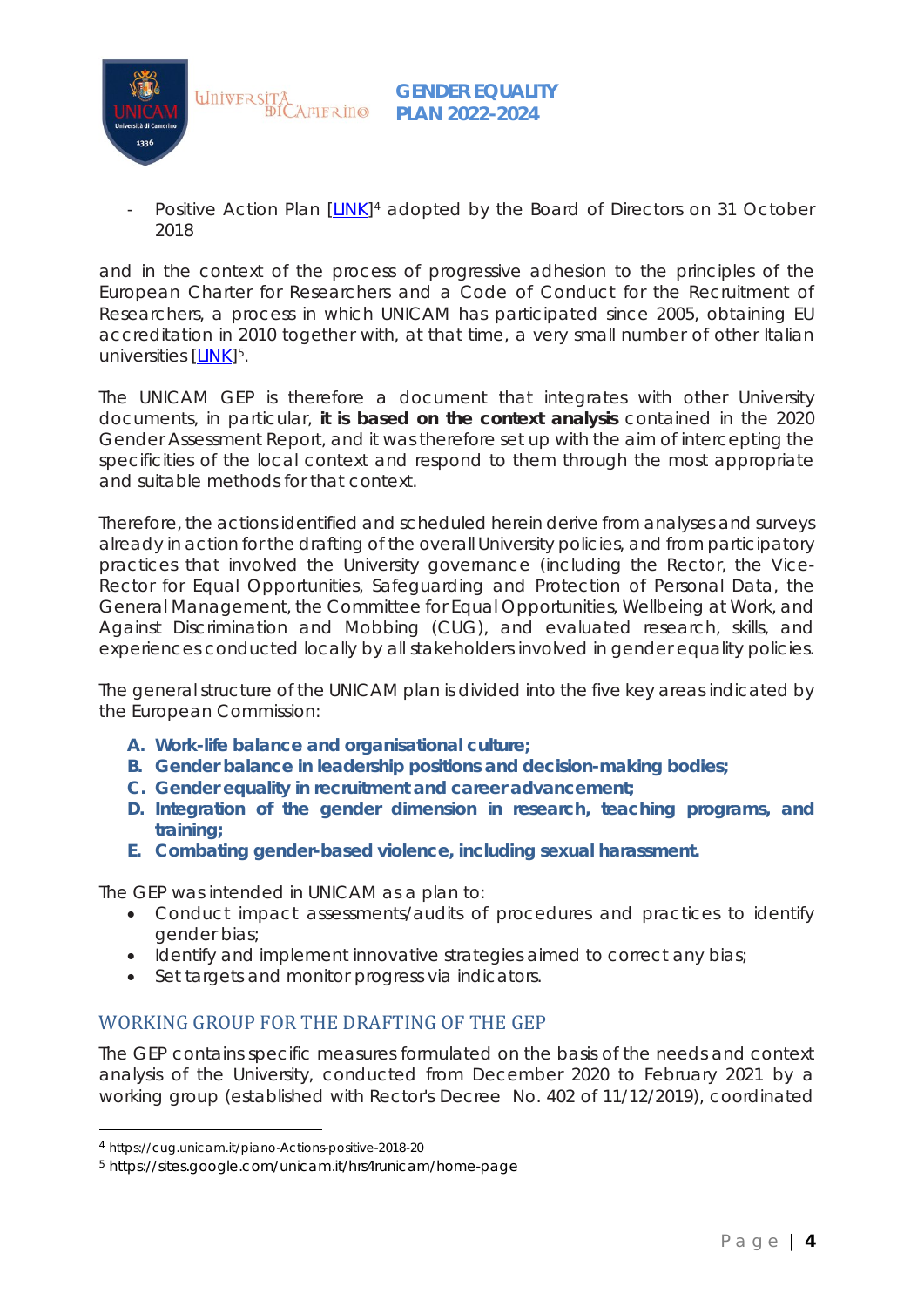- Positive Action Plan [LINK][4] adopted by the Board of Directors on 31 October 2018

and in the context of the process of progressive adhesion to the principles of the European Charter for Researchers and a Code of Conduct for the Recruitment of Researchers, a process in which UNICAM has participated since 2005, obtaining EU accreditation in 2010 together with, at that time, a very small number of other Italian universities [LINK][5].

The UNICAM GEP is therefore a document that integrates with other University documents, in particular, **it is based on the context analysis** contained in the 2020 Gender Assessment Report, and it was therefore set up with the aim of intercepting the specificities of the local context and respond to them through the most appropriate and suitable methods for that context.

Therefore, the actions identified and scheduled herein derive from analyses and surveys already in action for the drafting of the overall University policies, and from participatory practices that involved the University governance (including the Rector, the Vice-Rector for Equal Opportunities, Safeguarding and Protection of Personal Data, the General Management, the Committee for Equal Opportunities, Wellbeing at Work, and Against Discrimination and Mobbing (CUG), and evaluated research, skills, and experiences conducted locally by all stakeholders involved in gender equality policies.

The general structure of the UNICAM plan is divided into the five key areas indicated by the European Commission:

A. **Work-life balance and organisational culture;**
B. **Gender balance in leadership positions and decision-making bodies;**
C. **Gender equality in recruitment and career advancement;**
D. **Integration of the gender dimension in research, teaching programs, and training;**
E. **Combating gender-based violence, including sexual harassment.**

The GEP was intended in UNICAM as a plan to:

- Conduct impact assessments/audits of procedures and practices to identify gender bias;
- Identify and implement innovative strategies aimed to correct any bias;
- Set targets and monitor progress via indicators.

## WORKING GROUP FOR THE DRAFTING OF THE GEP

The GEP contains specific measures formulated on the basis of the needs and context analysis of the University, conducted from December 2020 to February 2021 by a working group (established with Rector's Decree No. 402 of 11/12/2019), coordinated

[4] https://cug.unicam.it/piano-Actions-positive-2018-20

[5] https://sites.google.com/unicam.it/hrs4runicam/home-page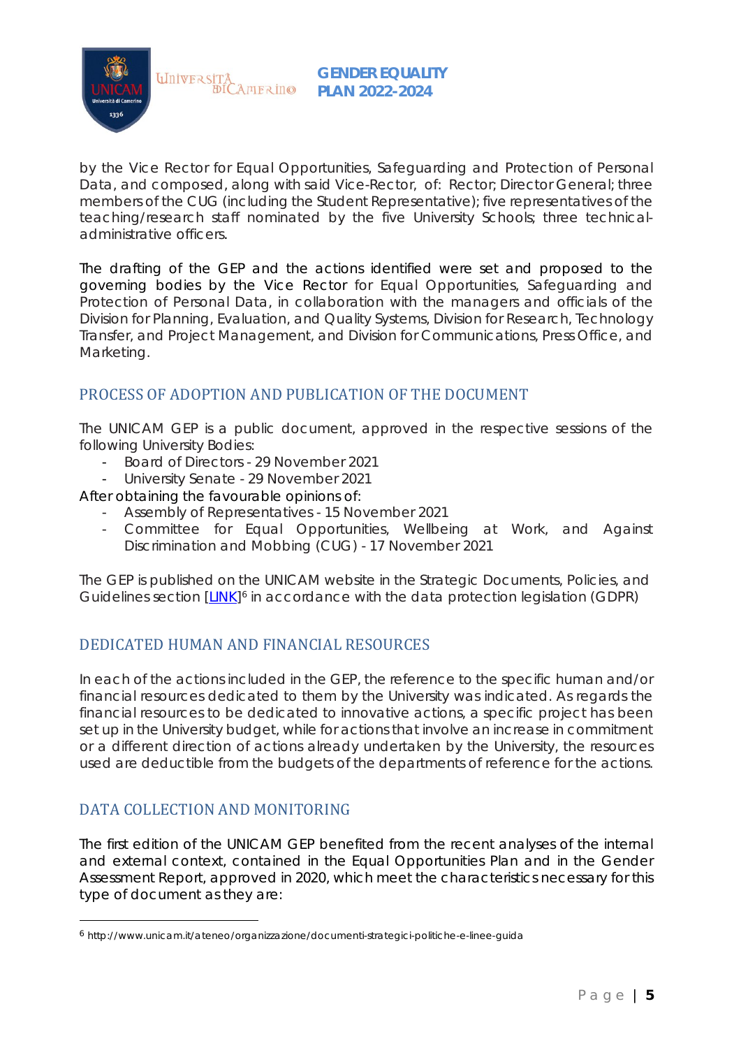by the Vice Rector for Equal Opportunities, Safeguarding and Protection of Personal Data, and composed, along with said Vice-Rector, of: Rector; Director General; three members of the CUG (including the Student Representative); five representatives of the teaching/research staff nominated by the five University Schools; three technical-administrative officers.

The drafting of the GEP and the actions identified were set and proposed to the governing bodies by the Vice Rector for Equal Opportunities, Safeguarding and Protection of Personal Data, in collaboration with the managers and officials of the Division for Planning, Evaluation, and Quality Systems, Division for Research, Technology Transfer, and Project Management, and Division for Communications, Press Office, and Marketing.

## PROCESS OF ADOPTION AND PUBLICATION OF THE DOCUMENT

The UNICAM GEP is a public document, approved in the respective sessions of the following University Bodies:

- Board of Directors - 29 November 2021
- University Senate - 29 November 2021

After obtaining the favourable opinions of:

- Assembly of Representatives - 15 November 2021
- Committee for Equal Opportunities, Wellbeing at Work, and Against Discrimination and Mobbing (CUG) - 17 November 2021

The GEP is published on the UNICAM website in the Strategic Documents, Policies, and Guidelines section [LINK][6] in accordance with the data protection legislation (GDPR)

## DEDICATED HUMAN AND FINANCIAL RESOURCES

In each of the actions included in the GEP, the reference to the specific human and/or financial resources dedicated to them by the University was indicated. As regards the financial resources to be dedicated to innovative actions, a specific project has been set up in the University budget, while for actions that involve an increase in commitment or a different direction of actions already undertaken by the University, the resources used are deductible from the budgets of the departments of reference for the actions.

## DATA COLLECTION AND MONITORING

The first edition of the UNICAM GEP benefited from the recent analyses of the internal and external context, contained in the Equal Opportunities Plan and in the Gender Assessment Report, approved in 2020, which meet the characteristics necessary for this type of document as they are:

[6] http://www.unicam.it/ateneo/organizzazione/documenti-strategici-politiche-e-linee-guida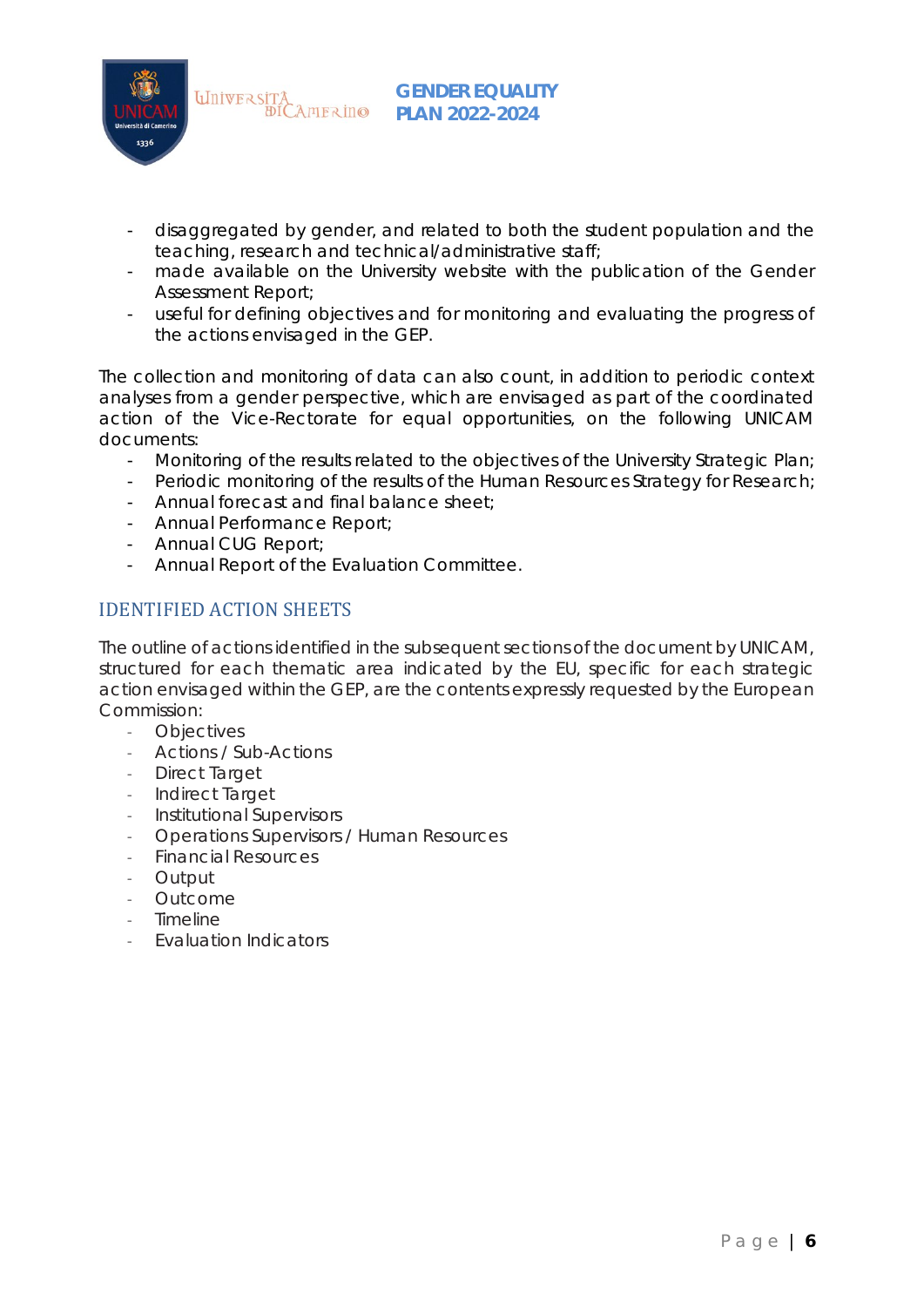- disaggregated by gender, and related to both the student population and the teaching, research and technical/administrative staff;
- made available on the University website with the publication of the Gender Assessment Report;
- useful for defining objectives and for monitoring and evaluating the progress of the actions envisaged in the GEP.

The collection and monitoring of data can also count, in addition to periodic context analyses from a gender perspective, which are envisaged as part of the coordinated action of the Vice-Rectorate for equal opportunities, on the following UNICAM documents:

- Monitoring of the results related to the objectives of the University Strategic Plan;
- Periodic monitoring of the results of the Human Resources Strategy for Research;
- Annual forecast and final balance sheet;
- Annual Performance Report;
- Annual CUG Report;
- Annual Report of the Evaluation Committee.

## IDENTIFIED ACTION SHEETS

The outline of actions identified in the subsequent sections of the document by UNICAM, structured for each thematic area indicated by the EU, specific for each strategic action envisaged within the GEP, are the contents expressly requested by the European Commission:

- Objectives
- Actions / Sub-Actions
- Direct Target
- Indirect Target
- Institutional Supervisors
- Operations Supervisors / Human Resources
- Financial Resources
- Output
- Outcome
- Timeline
- Evaluation Indicators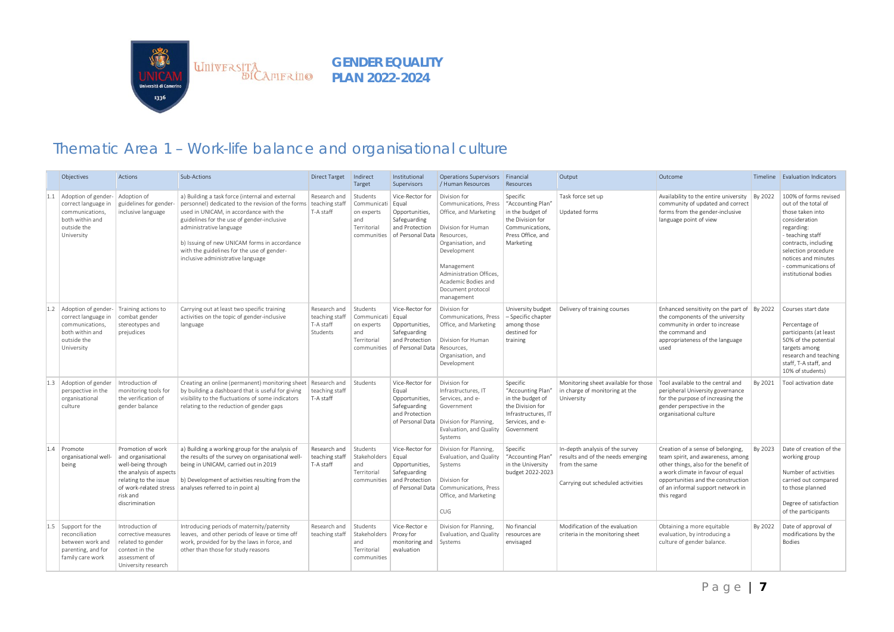# GENDER EQUALITY PLAN 2022-2024

## Thematic Area 1 – Work-life balance and organisational culture

| | Objectives | Actions | Sub-Actions | Direct Target | Indirect Target | Institutional Supervisors | Operations Supervisors / Human Resources | Financial Resources | Output | Outcome | Timeline | Evaluation Indicators |
|---|---|---|---|---|---|---|---|---|---|---|---|---|
| 1.1 | Adoption of gender-correct language in communications, both within and outside the University | Adoption of guidelines for gender-inclusive language | a) Building a task force (internal and external personnel) dedicated to the revision of the forms used in UNICAM, in accordance with the guidelines for the use of gender-inclusive administrative language<br><br>b) Issuing of new UNICAM forms in accordance with the guidelines for the use of gender-inclusive administrative language | Research and teaching staff T-A staff | Students Communicati on experts and Territorial communities | Vice-Rector for Equal Opportunities, Safeguarding and Protection of Personal Data | Division for Communications, Press Office, and Marketing<br><br>Division for Human Resources, Organisation, and Development<br><br>Management Administration Offices, Academic Bodies and Document protocol management | Specific "Accounting Plan" in the budget of the Division for Communications, Press Office, and Marketing | Task force set up<br><br>Updated forms | Availability to the entire university community of updated and correct forms from the gender-inclusive language point of view | By 2022 | 100% of forms revised out of the total of those taken into consideration regarding:<br>- teaching staff contracts, including selection procedure notices and minutes<br>- communications of institutional bodies |
| 1.2 | Adoption of gender-correct language in communications, both within and outside the University | Training actions to combat gender stereotypes and prejudices | Carrying out at least two specific training activities on the topic of gender-inclusive language | Research and teaching staff T-A staff Students | Students Communicati on experts and Territorial communities | Vice-Rector for Equal Opportunities, Safeguarding and Protection of Personal Data | Division for Communications, Press Office, and Marketing<br><br>Division for Human Resources, Organisation, and Development | University budget – Specific chapter among those destined for training | Delivery of training courses | Enhanced sensitivity on the part of the components of the university community in order to increase the command and appropriateness of the language used | By 2022 | Courses start date<br><br>Percentage of participants (at least 50% of the potential targets among research and teaching staff, T-A staff, and 10% of students) |
| 1.3 | Adoption of gender perspective in the organisational culture | Introduction of monitoring tools for the verification of gender balance | Creating an online (permanent) monitoring sheet by building a dashboard that is useful for giving visibility to the fluctuations of some indicators relating to the reduction of gender gaps | Research and teaching staff T-A staff | Students | Vice-Rector for Equal Opportunities, Safeguarding and Protection of Personal Data | Division for Infrastructures, IT Services, and e-Government<br><br>Division for Planning, Evaluation, and Quality Systems | Specific "Accounting Plan" in the budget of the Division for Infrastructures, IT Services, and e-Government | Monitoring sheet available for those in charge of monitoring at the University | Tool available to the central and peripheral University governance for the purpose of increasing the gender perspective in the organisational culture | By 2021 | Tool activation date |
| 1.4 | Promote organisational well-being | Promotion of work and organisational well-being through the analysis of aspects relating to the issue of work-related stress risk and discrimination | a) Building a working group for the analysis of the results of the survey on organisational well-being in UNICAM, carried out in 2019<br><br>b) Development of activities resulting from the analyses referred to in point a) | Research and teaching staff T-A staff | Students Stakeholders and Territorial communities | Vice-Rector for Equal Opportunities, Safeguarding and Protection of Personal Data | Division for Planning, Evaluation, and Quality Systems<br><br>Division for Communications, Press Office, and Marketing<br><br>CUG | Specific "Accounting Plan" in the University budget 2022-2023 | In-depth analysis of the survey results and of the needs emerging from the same<br><br>Carrying out scheduled activities | Creation of a sense of belonging, team spirit, and awareness, among other things, also for the benefit of a work climate in favour of equal opportunities and the construction of an informal support network in this regard | By 2023 | Date of creation of the working group<br><br>Number of activities carried out compared to those planned<br><br>Degree of satisfaction of the participants |
| 1.5 | Support for the reconciliation between work and parenting, and for family care work | Introduction of corrective measures related to gender context in the assessment of University research | Introducing periods of maternity/paternity leaves, and other periods of leave or time off work, provided for by the laws in force, and other than those for study reasons | Research and teaching staff | Students Stakeholders and Territorial communities | Vice-Rector e Proxy for monitoring and evaluation | Division for Planning, Evaluation, and Quality Systems | No financial resources are envisaged | Modification of the evaluation criteria in the monitoring sheet | Obtaining a more equitable evaluation, by introducing a culture of gender balance. | By 2022 | Date of approval of modifications by the Bodies |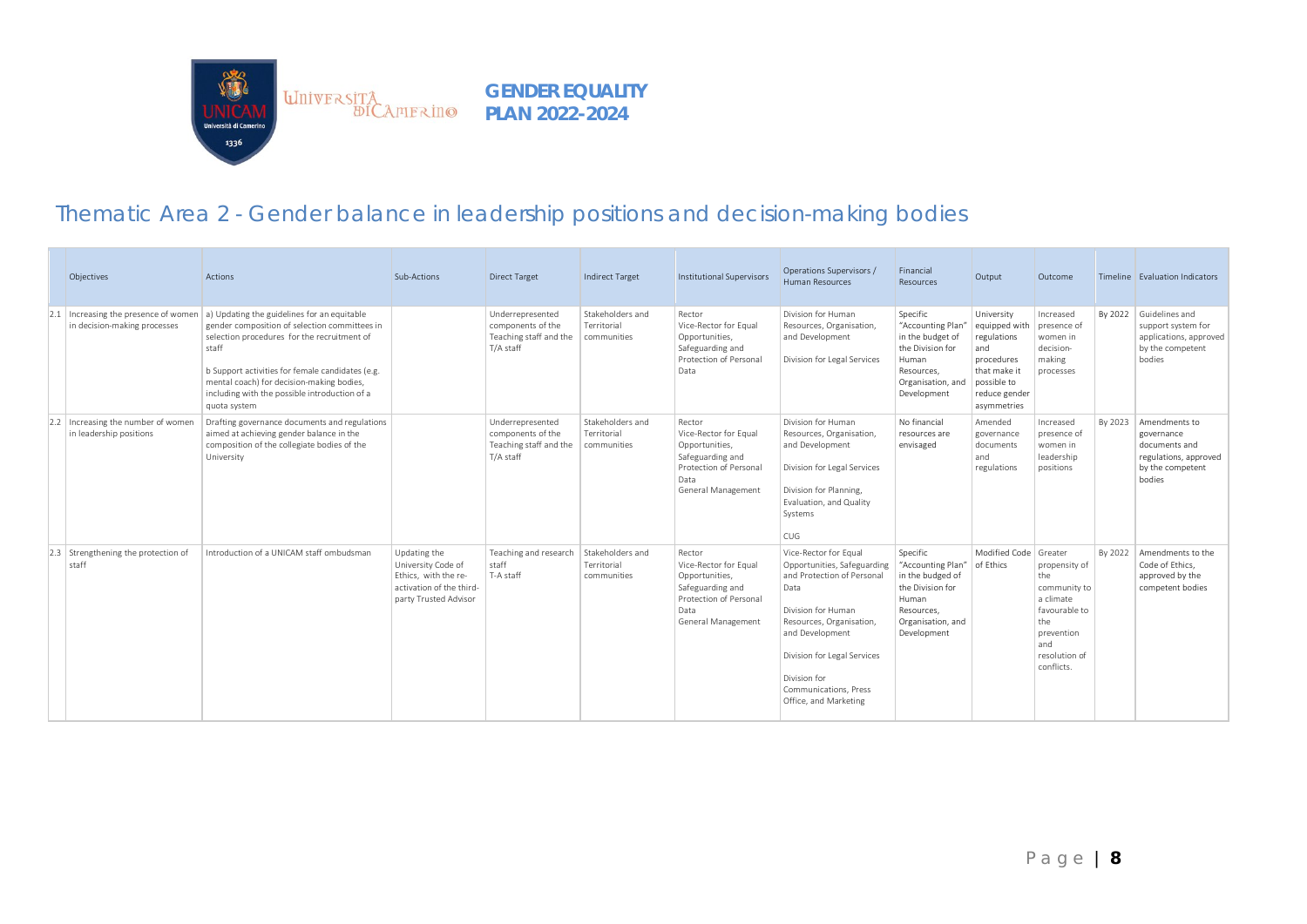# Thematic Area 2 - Gender balance in leadership positions and decision-making bodies

| | Objectives | Actions | Sub-Actions | Direct Target | Indirect Target | Institutional Supervisors | Operations Supervisors / Human Resources | Financial Resources | Output | Outcome | Timeline | Evaluation Indicators |
|---|---|---|---|---|---|---|---|---|---|---|---|---|
| 2.1 | Increasing the presence of women in decision-making processes | a) Updating the guidelines for an equitable gender composition of selection committees in selection procedures for the recruitment of staff<br><br>b Support activities for female candidates (e.g. mental coach) for decision-making bodies, including with the possible introduction of a quota system | | Underrepresented components of the Teaching staff and the T/A staff | Stakeholders and Territorial communities | Rector<br>Vice-Rector for Equal Opportunities, Safeguarding and Protection of Personal Data | Division for Human Resources, Organisation, and Development<br><br>Division for Legal Services | Specific "Accounting Plan" in the budget of the Division for Human Resources, Organisation, and Development | University equipped with regulations and procedures that make it possible to reduce gender asymmetries | Increased presence of women in decision-making processes | By 2022 | Guidelines and support system for applications, approved by the competent bodies |
| 2.2 | Increasing the number of women in leadership positions | Drafting governance documents and regulations aimed at achieving gender balance in the composition of the collegiate bodies of the University | | Underrepresented components of the Teaching staff and the T/A staff | Stakeholders and Territorial communities | Rector<br>Vice-Rector for Equal Opportunities, Safeguarding and Protection of Personal Data<br>General Management | Division for Human Resources, Organisation, and Development<br><br>Division for Legal Services<br><br>Division for Planning, Evaluation, and Quality Systems<br><br>CUG | No financial resources are envisaged | Amended governance documents and regulations | Increased presence of women in leadership positions | By 2023 | Amendments to governance documents and regulations, approved by the competent bodies |
| 2.3 | Strengthening the protection of staff | Introduction of a UNICAM staff ombudsman | Updating the University Code of Ethics, with the re-activation of the third-party Trusted Advisor | Teaching and research staff<br>T-A staff | Stakeholders and Territorial communities | Rector<br>Vice-Rector for Equal Opportunities, Safeguarding and Protection of Personal Data<br>General Management | Vice-Rector for Equal Opportunities, Safeguarding and Protection of Personal Data<br><br>Division for Human Resources, Organisation, and Development<br><br>Division for Legal Services<br><br>Division for Communications, Press Office, and Marketing | Specific "Accounting Plan" in the budged of the Division for Human Resources, Organisation, and Development | Modified Code of Ethics | Greater propensity of the community to a climate favourable to the prevention and resolution of conflicts. | By 2022 | Amendments to the Code of Ethics, approved by the competent bodies |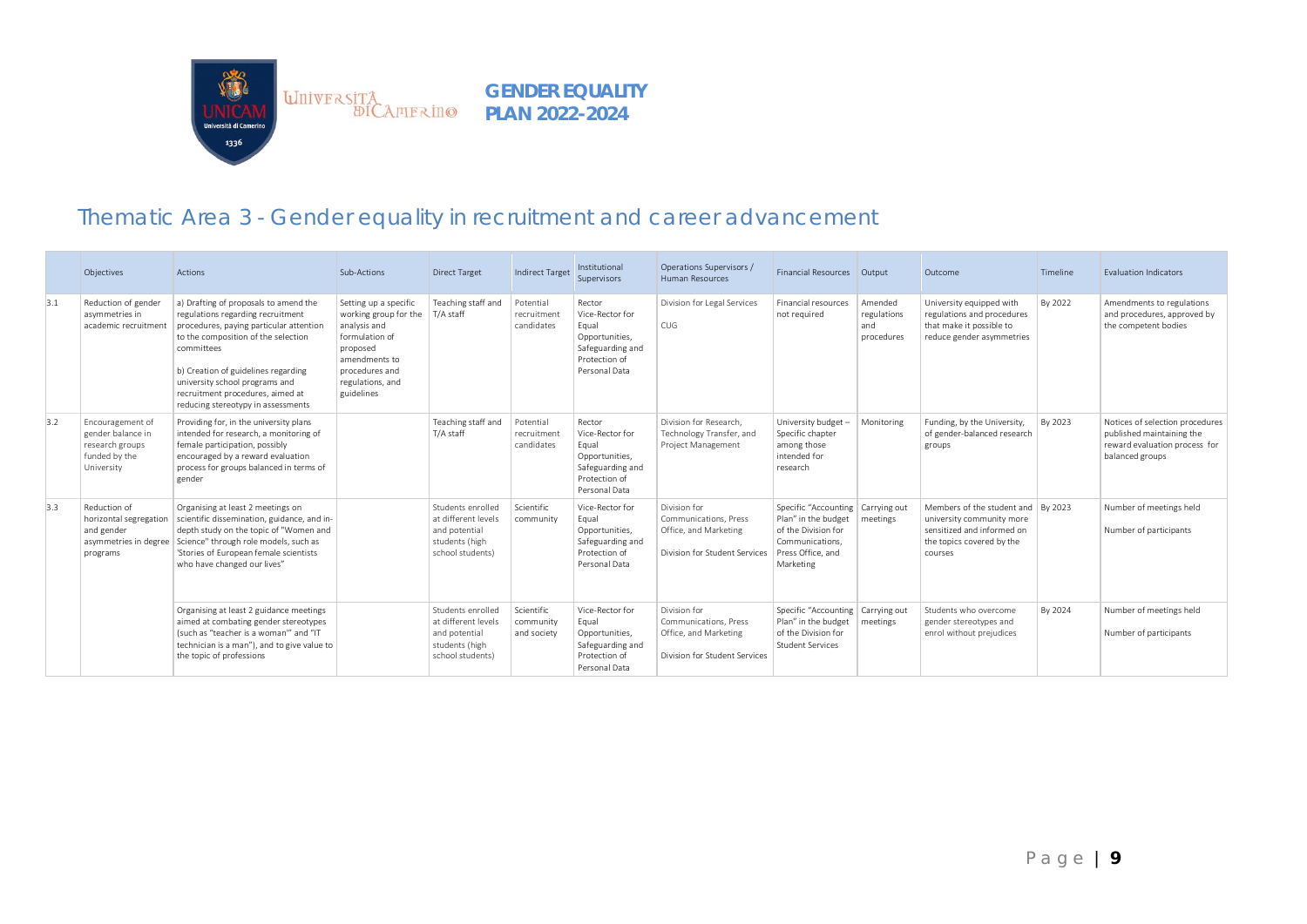## Thematic Area 3 - Gender equality in recruitment and career advancement

| | Objectives | Actions | Sub-Actions | Direct Target | Indirect Target | Institutional Supervisors | Operations Supervisors / Human Resources | Financial Resources | Output | Outcome | Timeline | Evaluation Indicators |
|---|---|---|---|---|---|---|---|---|---|---|---|---|
| 3.1 | Reduction of gender asymmetries in academic recruitment | a) Drafting of proposals to amend the regulations regarding recruitment procedures, paying particular attention to the composition of the selection committees<br><br>b) Creation of guidelines regarding university school programs and recruitment procedures, aimed at reducing stereotypy in assessments | Setting up a specific working group for the analysis and formulation of proposed amendments to procedures and regulations, and guidelines | Teaching staff and T/A staff | Potential recruitment candidates | Rector<br>Vice-Rector for Equal Opportunities, Safeguarding and Protection of Personal Data | Division for Legal Services<br><br>CUG | Financial resources not required | Amended regulations and procedures | University equipped with regulations and procedures that make it possible to reduce gender asymmetries | By 2022 | Amendments to regulations and procedures, approved by the competent bodies |
| 3.2 | Encouragement of gender balance in research groups funded by the University | Providing for, in the university plans intended for research, a monitoring of female participation, possibly encouraged by a reward evaluation process for groups balanced in terms of gender | | Teaching staff and T/A staff | Potential recruitment candidates | Rector<br>Vice-Rector for Equal Opportunities, Safeguarding and Protection of Personal Data | Division for Research, Technology Transfer, and Project Management | University budget – Specific chapter among those intended for research | Monitoring | Funding, by the University, of gender-balanced research groups | By 2023 | Notices of selection procedures published maintaining the reward evaluation process for balanced groups |
| 3.3 | Reduction of horizontal segregation and gender asymmetries in degree programs | Organising at least 2 meetings on scientific dissemination, guidance, and in-depth study on the topic of "Women and Science" through role models, such as 'Stories of European female scientists who have changed our lives" | | Students enrolled at different levels and potential students (high school students) | Scientific community | Vice-Rector for Equal Opportunities, Safeguarding and Protection of Personal Data | Division for Communications, Press Office, and Marketing<br><br>Division for Student Services | Specific "Accounting Plan" in the budget of the Division for Communications, Press Office, and Marketing | Carrying out meetings | Members of the student and university community more sensitized and informed on the topics covered by the courses | By 2023 | Number of meetings held<br><br>Number of participants |
| | | Organising at least 2 guidance meetings aimed at combating gender stereotypes (such as "teacher is a woman'" and "IT technician is a man"), and to give value to the topic of professions | | Students enrolled at different levels and potential students (high school students) | Scientific community and society | Vice-Rector for Equal Opportunities, Safeguarding and Protection of Personal Data | Division for Communications, Press Office, and Marketing<br><br>Division for Student Services | Specific "Accounting Plan" in the budget of the Division for Student Services | Carrying out meetings | Students who overcome gender stereotypes and enrol without prejudices | By 2024 | Number of meetings held<br><br>Number of participants |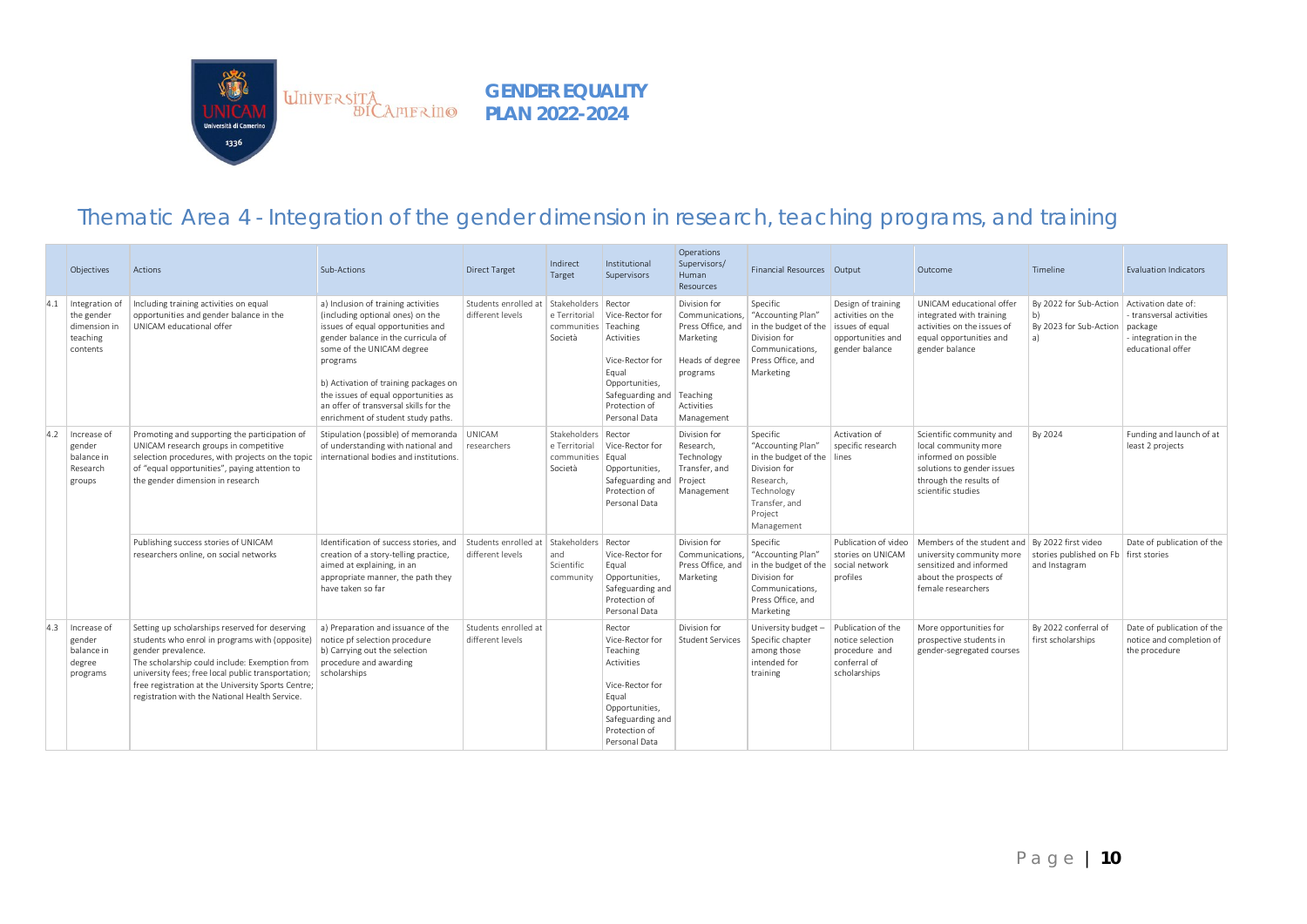# Thematic Area 4 - Integration of the gender dimension in research, teaching programs, and training

| | Objectives | Actions | Sub-Actions | Direct Target | Indirect Target | Institutional Supervisors | Operations Supervisors/ Human Resources | Financial Resources | Output | Outcome | Timeline | Evaluation Indicators |
|---|---|---|---|---|---|---|---|---|---|---|---|---|
| 4.1 | Integration of the gender dimension in teaching contents | Including training activities on equal opportunities and gender balance in the UNICAM educational offer | a) Inclusion of training activities (including optional ones) on the issues of equal opportunities and gender balance in the curricula of some of the UNICAM degree programs<br><br>b) Activation of training packages on the issues of equal opportunities as an offer of transversal skills for the enrichment of student study paths. | Students enrolled at different levels | Stakeholders e Territorial communities Società | Rector<br>Vice-Rector for Teaching Activities<br><br>Vice-Rector for Equal Opportunities, Safeguarding and Protection of Personal Data | Division for Communications, Press Office, and Marketing<br><br>Heads of degree programs<br><br>Teaching Activities Management | Specific "Accounting Plan" in the budget of the Division for Communications, Press Office, and Marketing | Design of training activities on the issues of equal opportunities and gender balance | UNICAM educational offer integrated with training activities on the issues of equal opportunities and gender balance | By 2022 for Sub-Action b)<br>By 2023 for Sub-Action a) | Activation date of:<br>- transversal activities package<br>- integration in the educational offer |
| 4.2 | Increase of gender balance in Research groups | Promoting and supporting the participation of UNICAM research groups in competitive selection procedures, with projects on the topic of "equal opportunities", paying attention to the gender dimension in research | Stipulation (possible) of memoranda of understanding with national and international bodies and institutions. | UNICAM researchers | Stakeholders e Territorial communities Società | Rector<br>Vice-Rector for Equal Opportunities, Safeguarding and Protection of Personal Data | Division for Research, Technology Transfer, and Project Management | Specific "Accounting Plan" in the budget of the Division for Research, Technology Transfer, and Project Management | Activation of specific research lines | Scientific community and local community more informed on possible solutions to gender issues through the results of scientific studies | By 2024 | Funding and launch of at least 2 projects |
| | | Publishing success stories of UNICAM researchers online, on social networks | Identification of success stories, and creation of a story-telling practice, aimed at explaining, in an appropriate manner, the path they have taken so far | Students enrolled at different levels | Stakeholders and Scientific community | Rector<br>Vice-Rector for Equal Opportunities, Safeguarding and Protection of Personal Data | Division for Communications, Press Office, and Marketing | Specific "Accounting Plan" in the budget of the Division for Communications, Press Office, and Marketing | Publication of video stories on UNICAM social network profiles | Members of the student and university community more sensitized and informed about the prospects of female researchers | By 2022 first video stories published on Fb and Instagram | Date of publication of the first stories |
| 4.3 | Increase of gender balance in degree programs | Setting up scholarships reserved for deserving students who enrol in programs with (opposite) gender prevalence.<br>The scholarship could include: Exemption from university fees; free local public transportation; free registration at the University Sports Centre; registration with the National Health Service. | a) Preparation and issuance of the notice pf selection procedure<br>b) Carrying out the selection procedure and awarding scholarships | Students enrolled at different levels | | Rector<br>Vice-Rector for Teaching Activities<br><br>Vice-Rector for Equal Opportunities, Safeguarding and Protection of Personal Data | Division for Student Services | University budget – Specific chapter among those intended for training | Publication of the notice selection procedure and conferral of scholarships | More opportunities for prospective students in gender-segregated courses | By 2022 conferral of first scholarships | Date of publication of the notice and completion of the procedure |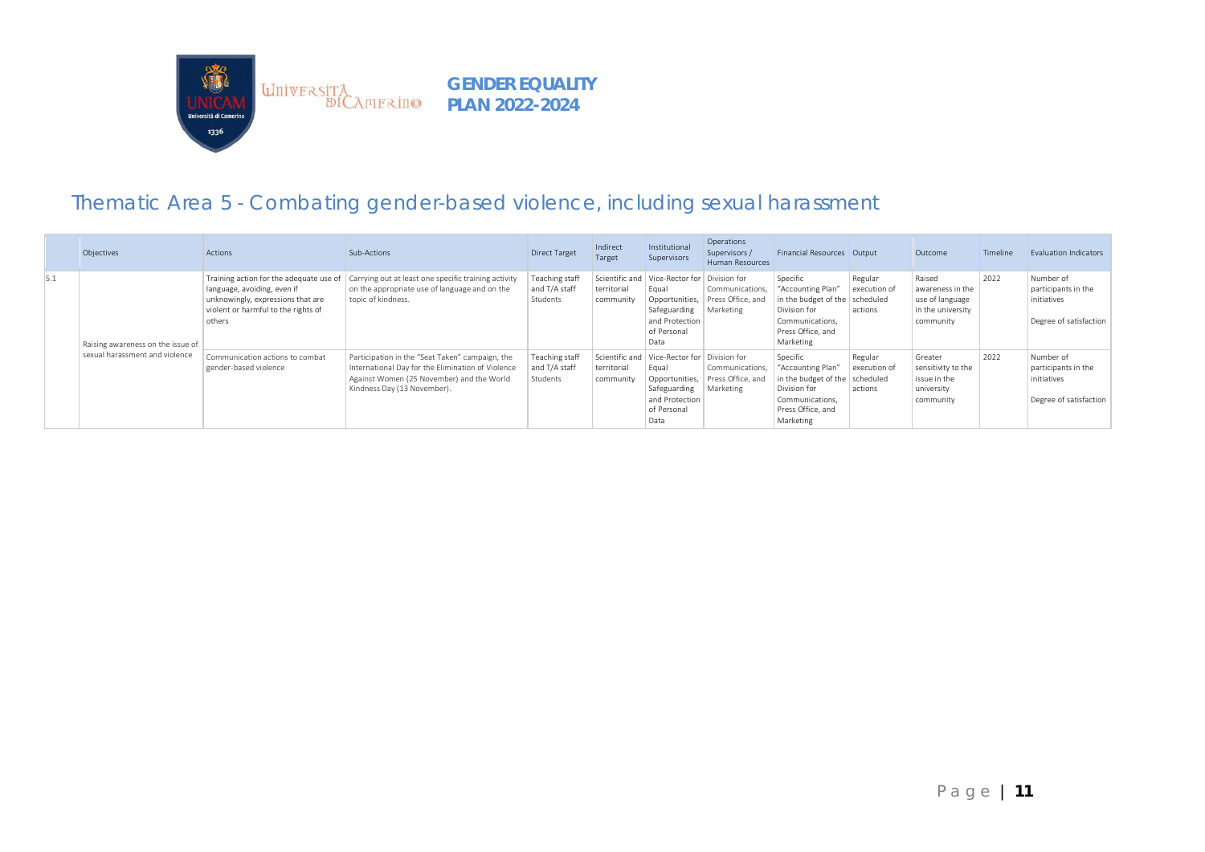# GENDER EQUALITY PLAN 2022-2024

## Thematic Area 5 - Combating gender-based violence, including sexual harassment

| | Objectives | Actions | Sub-Actions | Direct Target | Indirect Target | Institutional Supervisors | Operations Supervisors / Human Resources | Financial Resources | Output | Outcome | Timeline | Evaluation Indicators |
|---|---|---|---|---|---|---|---|---|---|---|---|---|
| 5.1 | Raising awareness on the issue of sexual harassment and violence | Training action for the adequate use of language, avoiding, even if unknowingly, expressions that are violent or harmful to the rights of others | Carrying out at least one specific training activity on the appropriate use of language and on the topic of kindness. | Teaching staff and T/A staff Students | Scientific and territorial community | Vice-Rector for Equal Opportunities, Safeguarding and Protection of Personal Data | Division for Communications, Press Office, and Marketing | Specific "Accounting Plan" in the budget of the Division for Communications, Press Office, and Marketing | Regular execution of scheduled actions | Raised awareness in the use of language in the university community | 2022 | Number of participants in the initiatives<br><br>Degree of satisfaction |
| | | Communication actions to combat gender-based violence | Participation in the "Seat Taken" campaign, the International Day for the Elimination of Violence Against Women (25 November) and the World Kindness Day (13 November). | Teaching staff and T/A staff Students | Scientific and territorial community | Vice-Rector for Equal Opportunities, Safeguarding and Protection of Personal Data | Division for Communications, Press Office, and Marketing | Specific "Accounting Plan" in the budget of the Division for Communications, Press Office, and Marketing | Regular execution of scheduled actions | Greater sensitivity to the issue in the university community | 2022 | Number of participants in the initiatives<br><br>Degree of satisfaction |